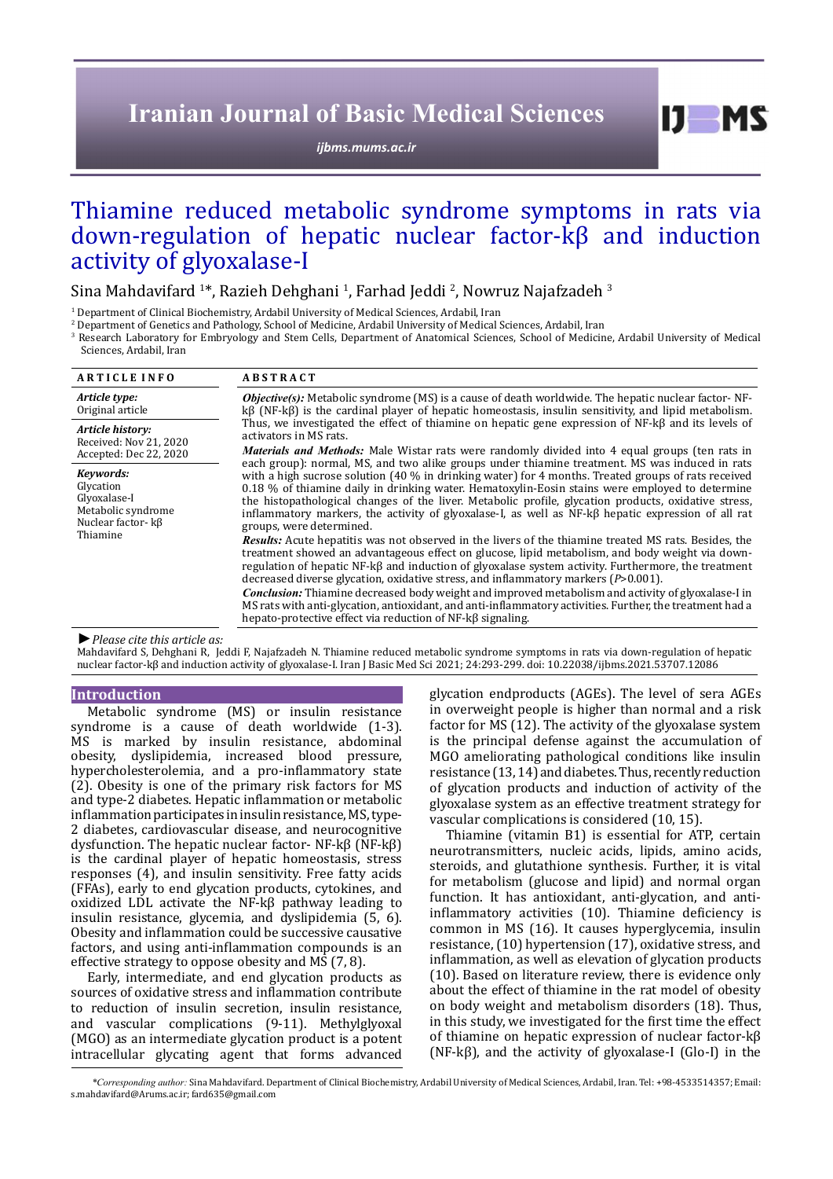# Thiamine reduced metabolic syndrome symptoms in rats via down-regulation of hepatic nuclear factor-kβ and induction activity of glyoxalase-I

Sina Mahdavifard [1]*, Razieh Dehghani [1], Farhad Jeddi [2], Nowruz Najafzadeh [3]

[1] Department of Clinical Biochemistry, Ardabil University of Medical Sciences, Ardabil, Iran
[2] Department of Genetics and Pathology, School of Medicine, Ardabil University of Medical Sciences, Ardabil, Iran
[3] Research Laboratory for Embryology and Stem Cells, Department of Anatomical Sciences, School of Medicine, Ardabil University of Medical Sciences, Ardabil, Iran

## ARTICLE INFO

*Article type:*
Original article

*Article history:*
Received: Nov 21, 2020
Accepted: Dec 22, 2020

*Keywords:*
Glycation
Glyoxalase-I
Metabolic syndrome
Nuclear factor- kβ
Thiamine

## ABSTRACT

***Objective(s):*** Metabolic syndrome (MS) is a cause of death worldwide. The hepatic nuclear factor- NF-kβ (NF-kβ) is the cardinal player of hepatic homeostasis, insulin sensitivity, and lipid metabolism. Thus, we investigated the effect of thiamine on hepatic gene expression of NF-kβ and its levels of activators in MS rats.

***Materials and Methods:*** Male Wistar rats were randomly divided into 4 equal groups (ten rats in each group): normal, MS, and two alike groups under thiamine treatment. MS was induced in rats with a high sucrose solution (40 % in drinking water) for 4 months. Treated groups of rats received 0.18 % of thiamine daily in drinking water. Hematoxylin-Eosin stains were employed to determine the histopathological changes of the liver. Metabolic profile, glycation products, oxidative stress, inflammatory markers, the activity of glyoxalase-I, as well as NF-kβ hepatic expression of all rat groups, were determined.

***Results:*** Acute hepatitis was not observed in the livers of the thiamine treated MS rats. Besides, the treatment showed an advantageous effect on glucose, lipid metabolism, and body weight via down-regulation of hepatic NF-kβ and induction of glyoxalase system activity. Furthermore, the treatment decreased diverse glycation, oxidative stress, and inflammatory markers (*P*>0.001).

***Conclusion:*** Thiamine decreased body weight and improved metabolism and activity of glyoxalase-I in MS rats with anti-glycation, antioxidant, and anti-inflammatory activities. Further, the treatment had a hepato-protective effect via reduction of NF-kβ signaling.

*► Please cite this article as:*
Mahdavifard S, Dehghani R, Jeddi F, Najafzadeh N. Thiamine reduced metabolic syndrome symptoms in rats via down-regulation of hepatic nuclear factor-kβ and induction activity of glyoxalase-I. Iran J Basic Med Sci 2021; 24:293-299. doi: 10.22038/ijbms.2021.53707.12086

## Introduction

Metabolic syndrome (MS) or insulin resistance syndrome is a cause of death worldwide (1-3). MS is marked by insulin resistance, abdominal obesity, dyslipidemia, increased blood pressure, hypercholesterolemia, and a pro-inflammatory state (2). Obesity is one of the primary risk factors for MS and type-2 diabetes. Hepatic inflammation or metabolic inflammation participates in insulin resistance, MS, type-2 diabetes, cardiovascular disease, and neurocognitive dysfunction. The hepatic nuclear factor- NF-kβ (NF-kβ) is the cardinal player of hepatic homeostasis, stress responses (4), and insulin sensitivity. Free fatty acids (FFAs), early to end glycation products, cytokines, and oxidized LDL activate the NF-kβ pathway leading to insulin resistance, glycemia, and dyslipidemia (5, 6). Obesity and inflammation could be successive causative factors, and using anti-inflammation compounds is an effective strategy to oppose obesity and MS (7, 8).

Early, intermediate, and end glycation products as sources of oxidative stress and inflammation contribute to reduction of insulin secretion, insulin resistance, and vascular complications (9-11). Methylglyoxal (MGO) as an intermediate glycation product is a potent intracellular glycating agent that forms advanced glycation endproducts (AGEs). The level of sera AGEs in overweight people is higher than normal and a risk factor for MS (12). The activity of the glyoxalase system is the principal defense against the accumulation of MGO ameliorating pathological conditions like insulin resistance (13, 14) and diabetes. Thus, recently reduction of glycation products and induction of activity of the glyoxalase system as an effective treatment strategy for vascular complications is considered (10, 15).

Thiamine (vitamin B1) is essential for ATP, certain neurotransmitters, nucleic acids, lipids, amino acids, steroids, and glutathione synthesis. Further, it is vital for metabolism (glucose and lipid) and normal organ function. It has antioxidant, anti-glycation, and anti-inflammatory activities (10). Thiamine deficiency is common in MS (16). It causes hyperglycemia, insulin resistance, (10) hypertension (17), oxidative stress, and inflammation, as well as elevation of glycation products (10). Based on literature review, there is evidence only about the effect of thiamine in the rat model of obesity on body weight and metabolism disorders (18). Thus, in this study, we investigated for the first time the effect of thiamine on hepatic expression of nuclear factor-kβ (NF-kβ), and the activity of glyoxalase-I (Glo-I) in the

*Corresponding author: Sina Mahdavifard. Department of Clinical Biochemistry, Ardabil University of Medical Sciences, Ardabil, Iran. Tel: +98-4533514357; Email: s.mahdavifard@Arums.ac.ir; fard635@gmail.com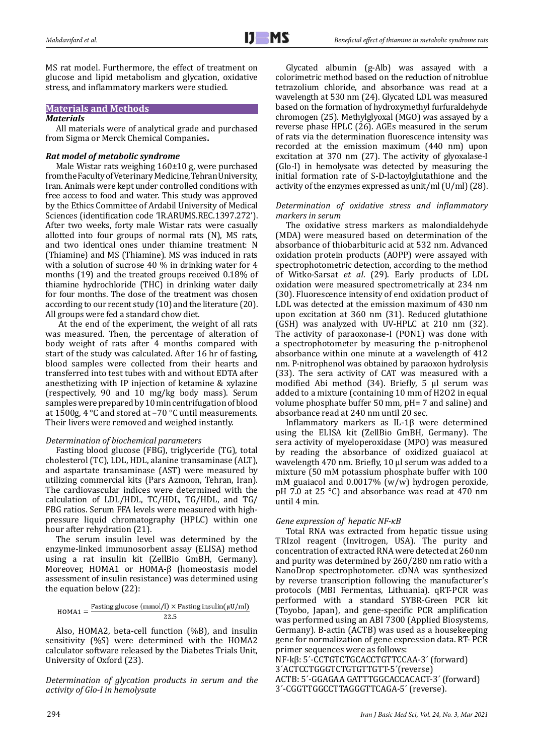MS rat model. Furthermore, the effect of treatment on glucose and lipid metabolism and glycation, oxidative stress, and inflammatory markers were studied.

## Materials and Methods

### *Materials*

All materials were of analytical grade and purchased from Sigma or Merck Chemical Companies**.**

### *Rat model of metabolic syndrome*

Male Wistar rats weighing 160±10 g, were purchased from the Faculty of Veterinary Medicine, Tehran University, Iran. Animals were kept under controlled conditions with free access to food and water. This study was approved by the Ethics Committee of Ardabil University of Medical Sciences (identification code 'IR.ARUMS.REC.1397.272'). After two weeks, forty male Wistar rats were casually allotted into four groups of normal rats (N), MS rats, and two identical ones under thiamine treatment: N (Thiamine) and MS (Thiamine). MS was induced in rats with a solution of sucrose 40 % in drinking water for 4 months (19) and the treated groups received 0.18% of thiamine hydrochloride (THC) in drinking water daily for four months. The dose of the treatment was chosen according to our recent study (10) and the literature (20). All groups were fed a standard chow diet.

At the end of the experiment, the weight of all rats was measured. Then, the percentage of alteration of body weight of rats after 4 months compared with start of the study was calculated. After 16 hr of fasting, blood samples were collected from their hearts and transferred into test tubes with and without EDTA after anesthetizing with IP injection of ketamine & xylazine (respectively, 90 and 10 mg/kg body mass). Serum samples were prepared by 10 min centrifugation of blood at 1500g, 4 °C and stored at −70 °C until measurements. Their livers were removed and weighed instantly.

#### *Determination of biochemical parameters*

Fasting blood glucose (FBG), triglyceride (TG), total cholesterol (TC), LDL, HDL, alanine transaminase (ALT), and aspartate transaminase (AST) were measured by utilizing commercial kits (Pars Azmoon, Tehran, Iran). The cardiovascular indices were determined with the calculation of LDL/HDL, TC/HDL, TG/HDL, and TG/FBG ratios. Serum FFA levels were measured with high-pressure liquid chromatography (HPLC) within one hour after rehydration (21).

The serum insulin level was determined by the enzyme-linked immunosorbent assay (ELISA) method using a rat insulin kit (ZellBio GmBH, Germany). Moreover, HOMA1 or HOMA-β (homeostasis model assessment of insulin resistance) was determined using the equation below (22):

$$\text{HOMA1} = \frac{\text{Fasting glucose (mmol/l)} \times \text{Fasting insulin}(\mu\text{U/ml})}{22.5}$$

Also, HOMA2, beta-cell function (%B), and insulin sensitivity (%S) were determined with the HOMA2 calculator software released by the Diabetes Trials Unit, University of Oxford (23).

#### *Determination of glycation products in serum and the activity of Glo-I in hemolysate*

Glycated albumin (g-Alb) was assayed with a colorimetric method based on the reduction of nitroblue tetrazolium chloride, and absorbance was read at a wavelength at 530 nm (24). Glycated LDL was measured based on the formation of hydroxymethyl furfuraldehyde chromogen (25). Methylglyoxal (MGO) was assayed by a reverse phase HPLC (26). AGEs measured in the serum of rats via the determination fluorescence intensity was recorded at the emission maximum (440 nm) upon excitation at 370 nm (27). The activity of glyoxalase-I (Glo-I) in hemolysate was detected by measuring the initial formation rate of S-D-lactoylglutathione and the activity of the enzymes expressed as unit/ml (U/ml) (28).

#### *Determination of oxidative stress and inflammatory markers in serum*

The oxidative stress markers as malondialdehyde (MDA) were measured based on determination of the absorbance of thiobarbituric acid at 532 nm. Advanced oxidation protein products (AOPP) were assayed with spectrophotometric detection, according to the method of Witko-Sarsat *et al*. (29). Early products of LDL oxidation were measured spectrometrically at 234 nm (30). Fluorescence intensity of end oxidation product of LDL was detected at the emission maximum of 430 nm upon excitation at 360 nm until 20 sec. (31). Reduced glutathione (GSH) was analyzed with UV-HPLC at 210 nm (32). The activity of paraoxonase-I (PON1) was done with a spectrophotometer by measuring the p-nitrophenol absorbance within one minute at a wavelength of 412 nm. P-nitrophenol was obtained by paraoxon hydrolysis (33). The sera activity of CAT was measured with a modified Abi method (34). Briefly, 5 µl serum was added to a mixture (containing 10 mm of $H_2O_2$ in equal volume phosphate buffer 50 mm, pH= 7 and saline) and absorbance read at 240 nm until 20 sec.

Inflammatory markers as IL-1β were determined using the ELISA kit (ZellBio GmBH, Germany). The sera activity of myeloperoxidase (MPO) was measured by reading the absorbance of oxidized guaiacol at wavelength 470 nm. Briefly, 10 µl serum was added to a mixture (50 mM potassium phosphate buffer with 100 mM guaiacol and 0.0017% (w/w) hydrogen peroxide, pH 7.0 at 25 °C) and absorbance was read at 470 nm until 4 min.

#### *Gene expression of hepatic NF-κB*

Total RNA was extracted from hepatic tissue using TRIzol reagent (Invitrogen, USA). The purity and concentration of extracted RNA were detected at 260 nm and purity was determined by 260/280 nm ratio with a NanoDrop spectrophotometer. cDNA was synthesized by reverse transcription following the manufacturer's protocols (MBI Fermentas, Lithuania). qRT-PCR was performed with a standard SYBR-Green PCR kit (Toyobo, Japan), and gene-specific PCR amplification was performed using an ABI 7300 (Applied Biosystems, Germany). B-actin (ACTB) was used as a housekeeping gene for normalization of gene expression data. RT- PCR primer sequences were as follows:

NF-kβ: 5´-CCTGTCTGCACCTGTTCCAA-3´ (forward)
3´ACTCCTGGGTCTGTGTTGTT-5´(reverse)
ACTB: 5´-GGAGAA GATTTGGCACCACACT-3´ (forward)
3´-CGGTTGGCCTTAGGGTTCAGA-5´ (reverse).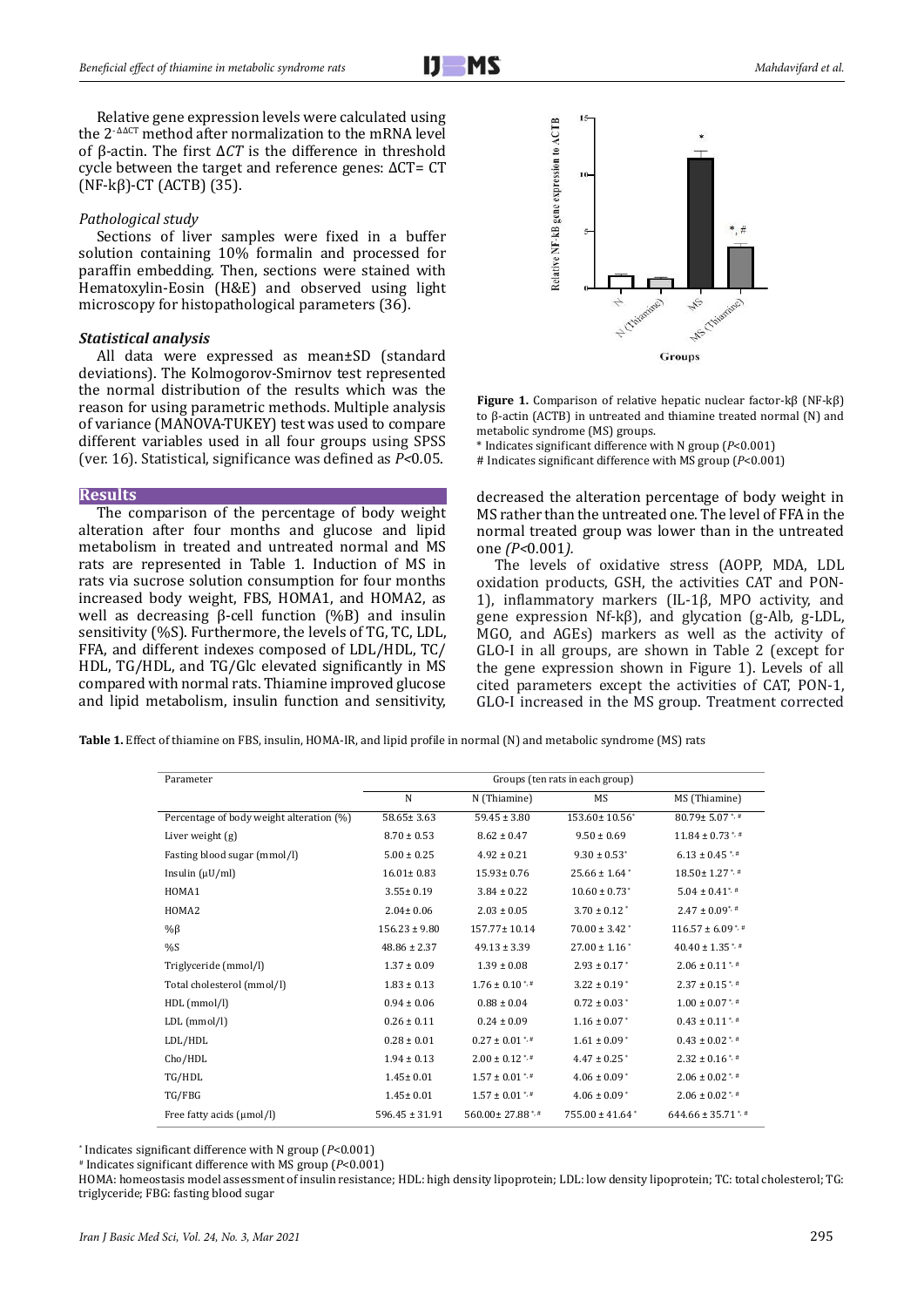Relative gene expression levels were calculated using the $2^{-\Delta\Delta CT}$ method after normalization to the mRNA level of β-actin. The first $\Delta CT$ is the difference in threshold cycle between the target and reference genes: ΔCT= CT (NF-kβ)-CT (ACTB) (35).

*Pathological study*

Sections of liver samples were fixed in a buffer solution containing 10% formalin and processed for paraffin embedding. Then, sections were stained with Hematoxylin-Eosin (H&E) and observed using light microscopy for histopathological parameters (36).

***Statistical analysis***

All data were expressed as mean±SD (standard deviations). The Kolmogorov-Smirnov test represented the normal distribution of the results which was the reason for using parametric methods. Multiple analysis of variance (MANOVA-TUKEY) test was used to compare different variables used in all four groups using SPSS (ver. 16). Statistical significance was defined as $P<0.05$.

## Results

The comparison of the percentage of body weight alteration after four months and glucose and lipid metabolism in treated and untreated normal and MS rats are represented in Table 1. Induction of MS in rats via sucrose solution consumption for four months increased body weight, FBS, HOMA1, and HOMA2, as well as decreasing β-cell function (%B) and insulin sensitivity (%S). Furthermore, the levels of TG, TC, LDL, FFA, and different indexes composed of LDL/HDL, TC/HDL, TG/HDL, and TG/Glc elevated significantly in MS compared with normal rats. Thiamine improved glucose and lipid metabolism, insulin function and sensitivity, decreased the alteration percentage of body weight in MS rather than the untreated one. The level of FFA in the normal treated group was lower than in the untreated one *(P<0.001).*

**Figure 1.** Comparison of relative hepatic nuclear factor-kβ (NF-kβ) to β-actin (ACTB) in untreated and thiamine treated normal (N) and metabolic syndrome (MS) groups.
* Indicates significant difference with N group ($P<0.001$)
# Indicates significant difference with MS group ($P<0.001$)

The levels of oxidative stress (AOPP, MDA, LDL oxidation products, GSH, the activities CAT and PON-1), inflammatory markers (IL-1β, MPO activity, and gene expression Nf-kβ), and glycation (g-Alb, g-LDL, MGO, and AGEs) markers as well as the activity of GLO-I in all groups, are shown in Table 2 (except for the gene expression shown in Figure 1). Levels of all cited parameters except the activities of CAT, PON-1, GLO-I increased in the MS group. Treatment corrected

**Table 1.** Effect of thiamine on FBS, insulin, HOMA-IR, and lipid profile in normal (N) and metabolic syndrome (MS) rats

| Parameter | Groups (ten rats in each group) | | | |
|---|---|---|---|---|
| | N | N (Thiamine) | MS | MS (Thiamine) |
| Percentage of body weight alteration (%) | 58.65± 3.63 | 59.45 ± 3.80 | 153.60± 10.56* | 80.79± 5.07 *, # |
| Liver weight (g) | 8.70 ± 0.53 | 8.62 ± 0.47 | 9.50 ± 0.69 | 11.84 ± 0.73 *, # |
| Fasting blood sugar (mmol/l) | 5.00 ± 0.25 | 4.92 ± 0.21 | 9.30 ± 0.53* | 6.13 ± 0.45 *, # |
| Insulin (µU/ml) | 16.01± 0.83 | 15.93± 0.76 | 25.66 ± 1.64 * | 18.50± 1.27 *, # |
| HOMA1 | 3.55± 0.19 | 3.84 ± 0.22 | 10.60 ± 0.73* | 5.04 ± 0.41*, # |
| HOMA2 | 2.04± 0.06 | 2.03 ± 0.05 | 3.70 ± 0.12 * | 2.47 ± 0.09*, # |
| %β | 156.23 ± 9.80 | 157.77± 10.14 | 70.00 ± 3.42 * | 116.57 ± 6.09 *, # |
| %S | 48.86 ± 2.37 | 49.13 ± 3.39 | 27.00 ± 1.16 * | 40.40 ± 1.35 *, # |
| Triglyceride (mmol/l) | 1.37 ± 0.09 | 1.39 ± 0.08 | 2.93 ± 0.17 * | 2.06 ± 0.11 *, # |
| Total cholesterol (mmol/l) | 1.83 ± 0.13 | 1.76 ± 0.10 *, # | 3.22 ± 0.19 * | 2.37 ± 0.15 *, # |
| HDL (mmol/l) | 0.94 ± 0.06 | 0.88 ± 0.04 | 0.72 ± 0.03 * | 1.00 ± 0.07 *, # |
| LDL (mmol/l) | 0.26 ± 0.11 | 0.24 ± 0.09 | 1.16 ± 0.07 * | 0.43 ± 0.11 *, # |
| LDL/HDL | 0.28 ± 0.01 | 0.27 ± 0.01 *, # | 1.61 ± 0.09 * | 0.43 ± 0.02 *, # |
| Cho/HDL | 1.94 ± 0.13 | 2.00 ± 0.12 *, # | 4.47 ± 0.25 * | 2.32 ± 0.16 *, # |
| TG/HDL | 1.45± 0.01 | 1.57 ± 0.01 *, # | 4.06 ± 0.09 * | 2.06 ± 0.02 *, # |
| TG/FBG | 1.45± 0.01 | 1.57 ± 0.01 *, # | 4.06 ± 0.09 * | 2.06 ± 0.02 *, # |
| Free fatty acids (µmol/l) | 596.45 ± 31.91 | 560.00± 27.88 *, # | 755.00 ± 41.64 * | 644.66 ± 35.71 *, # |

* Indicates significant difference with N group ($P<0.001$)
# Indicates significant difference with MS group ($P<0.001$)
HOMA: homeostasis model assessment of insulin resistance; HDL: high density lipoprotein; LDL: low density lipoprotein; TC: total cholesterol; TG: triglyceride; FBG: fasting blood sugar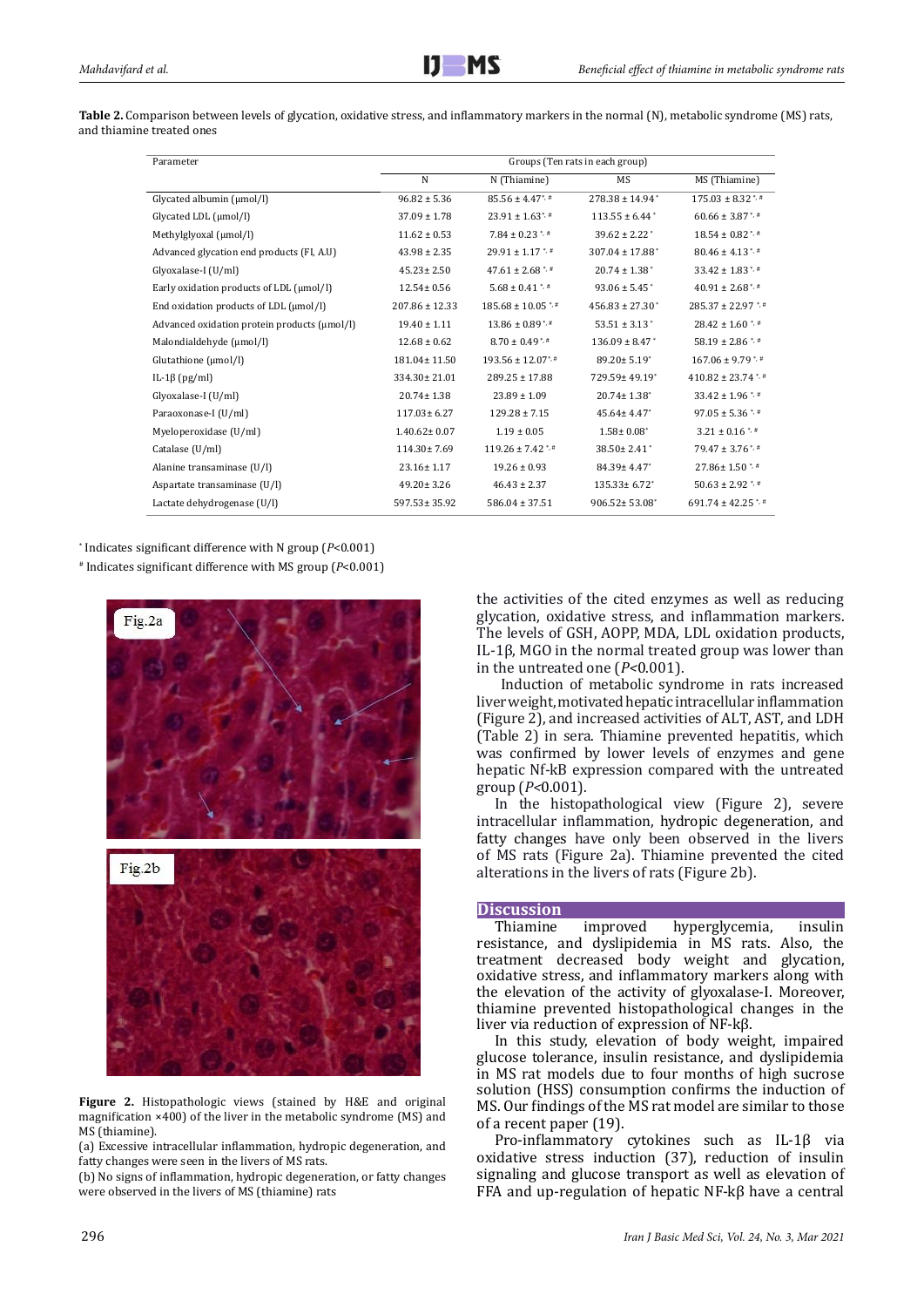**Table 2.** Comparison between levels of glycation, oxidative stress, and inflammatory markers in the normal (N), metabolic syndrome (MS) rats, and thiamine treated ones

| Parameter | Groups (Ten rats in each group) | | | |
|---|---|---|---|---|
| | N | N (Thiamine) | MS | MS (Thiamine) |
| Glycated albumin (μmol/l) | 96.82 ± 5.36 | 85.56 ± 4.47*,# | 278.38 ± 14.94* | 175.03 ± 8.32*,# |
| Glycated LDL (μmol/l) | 37.09 ± 1.78 | 23.91 ± 1.63*,# | 113.55 ± 6.44* | 60.66 ± 3.87*,# |
| Methylglyoxal (μmol/l) | 11.62 ± 0.53 | 7.84 ± 0.23*,# | 39.62 ± 2.22* | 18.54 ± 0.82*,# |
| Advanced glycation end products (Fl, A.U) | 43.98 ± 2.35 | 29.91 ± 1.17*,# | 307.04 ± 17.88* | 80.46 ± 4.13*,# |
| Glyoxalase-I (U/ml) | 45.23± 2.50 | 47.61 ± 2.68*,# | 20.74 ± 1.38* | 33.42 ± 1.83*,# |
| Early oxidation products of LDL (μmol/l) | 12.54± 0.56 | 5.68 ± 0.41*,# | 93.06 ± 5.45* | 40.91 ± 2.68*,# |
| End oxidation products of LDL (μmol/l) | 207.86 ± 12.33 | 185.68 ± 10.05*,# | 456.83 ± 27.30* | 285.37 ± 22.97*,# |
| Advanced oxidation protein products (μmol/l) | 19.40 ± 1.11 | 13.86 ± 0.89*,# | 53.51 ± 3.13* | 28.42 ± 1.60*,# |
| Malondialdehyde (μmol/l) | 12.68 ± 0.62 | 8.70 ± 0.49*,# | 136.09 ± 8.47* | 58.19 ± 2.86*,# |
| Glutathione (μmol/l) | 181.04± 11.50 | 193.56 ± 12.07*,# | 89.20± 5.19* | 167.06 ± 9.79*,# |
| IL-1β (pg/ml) | 334.30± 21.01 | 289.25 ± 17.88 | 729.59± 49.19* | 410.82 ± 23.74*,# |
| Glyoxalase-I (U/ml) | 20.74± 1.38 | 23.89 ± 1.09 | 20.74± 1.38* | 33.42 ± 1.96*,# |
| Paraoxonase-I (U/ml) | 117.03± 6.27 | 129.28 ± 7.15 | 45.64± 4.47* | 97.05 ± 5.36*,# |
| Myeloperoxidase (U/ml) | 1.40.62± 0.07 | 1.19 ± 0.05 | 1.58± 0.08* | 3.21 ± 0.16*,# |
| Catalase (U/ml) | 114.30± 7.69 | 119.26 ± 7.42*,# | 38.50± 2.41* | 79.47 ± 3.76*,# |
| Alanine transaminase (U/l) | 23.16± 1.17 | 19.26 ± 0.93 | 84.39± 4.47* | 27.86± 1.50*,# |
| Aspartate transaminase (U/l) | 49.20± 3.26 | 46.43 ± 2.37 | 135.33± 6.72* | 50.63 ± 2.92*,# |
| Lactate dehydrogenase (U/l) | 597.53± 35.92 | 586.04 ± 37.51 | 906.52± 53.08* | 691.74 ± 42.25*,# |

* Indicates significant difference with N group ($P$<0.001)

# Indicates significant difference with MS group ($P$<0.001)

**Figure 2.** Histopathologic views (stained by H&E and original magnification ×400) of the liver in the metabolic syndrome (MS) and MS (thiamine).
(a) Excessive intracellular inflammation, hydropic degeneration, and fatty changes were seen in the livers of MS rats.
(b) No signs of inflammation, hydropic degeneration, or fatty changes were observed in the livers of MS (thiamine) rats

the activities of the cited enzymes as well as reducing glycation, oxidative stress, and inflammation markers. The levels of GSH, AOPP, MDA, LDL oxidation products, IL-1β, MGO in the normal treated group was lower than in the untreated one ($P$<0.001).

Induction of metabolic syndrome in rats increased liver weight, motivated hepatic intracellular inflammation (Figure 2), and increased activities of ALT, AST, and LDH (Table 2) in sera. Thiamine prevented hepatitis, which was confirmed by lower levels of enzymes and gene hepatic Nf-kB expression compared with the untreated group ($P$<0.001).

In the histopathological view (Figure 2), severe intracellular inflammation, hydropic degeneration, and fatty changes have only been observed in the livers of MS rats (Figure 2a). Thiamine prevented the cited alterations in the livers of rats (Figure 2b).

## Discussion

Thiamine improved hyperglycemia, insulin resistance, and dyslipidemia in MS rats. Also, the treatment decreased body weight and glycation, oxidative stress, and inflammatory markers along with the elevation of the activity of glyoxalase-I. Moreover, thiamine prevented histopathological changes in the liver via reduction of expression of NF-kβ.

In this study, elevation of body weight, impaired glucose tolerance, insulin resistance, and dyslipidemia in MS rat models due to four months of high sucrose solution (HSS) consumption confirms the induction of MS. Our findings of the MS rat model are similar to those of a recent paper (19).

Pro-inflammatory cytokines such as IL-1β via oxidative stress induction (37), reduction of insulin signaling and glucose transport as well as elevation of FFA and up-regulation of hepatic NF-kβ have a central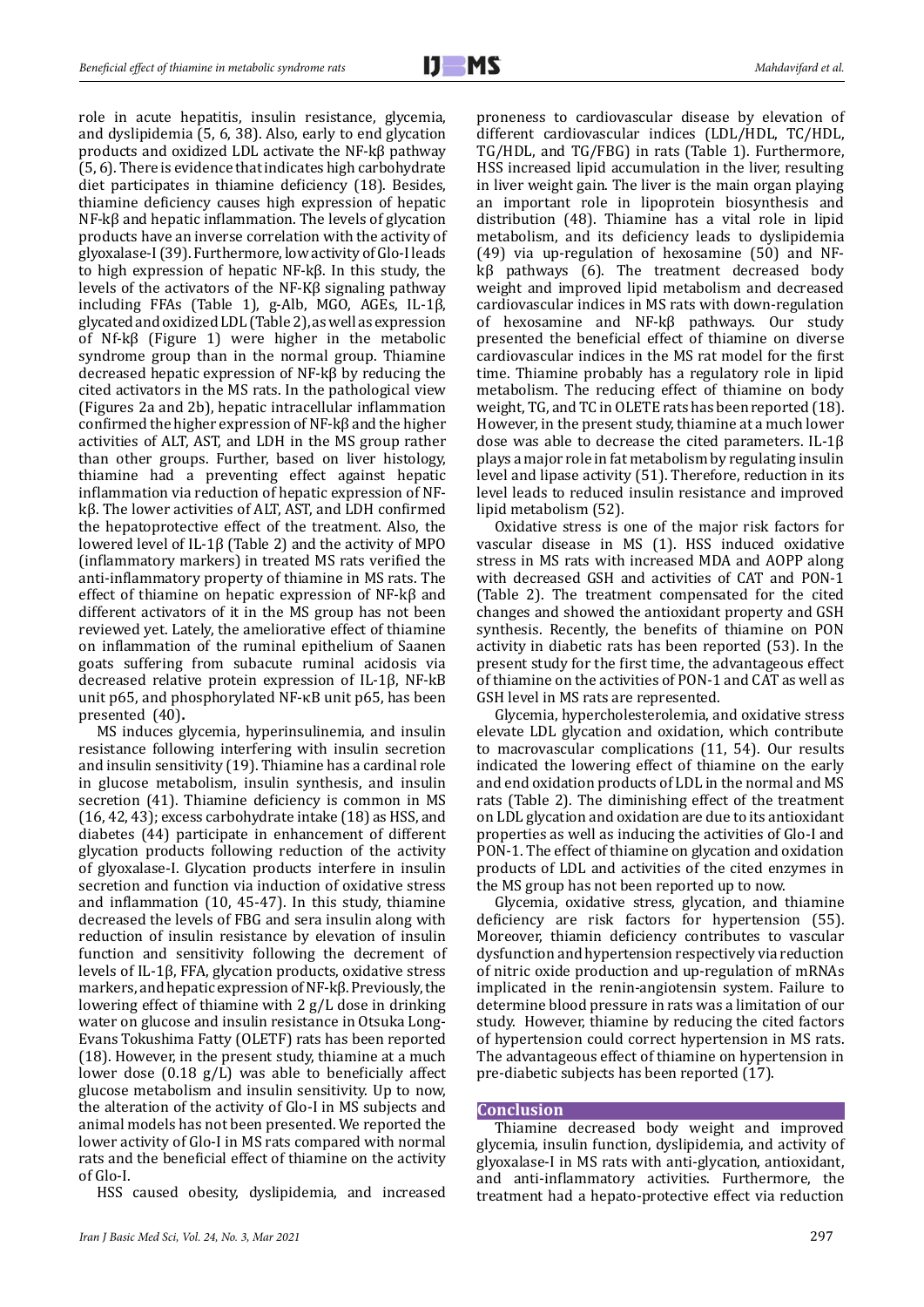role in acute hepatitis, insulin resistance, glycemia, and dyslipidemia (5, 6, 38). Also, early to end glycation products and oxidized LDL activate the NF-kβ pathway (5, 6). There is evidence that indicates high carbohydrate diet participates in thiamine deficiency (18). Besides, thiamine deficiency causes high expression of hepatic NF-kβ and hepatic inflammation. The levels of glycation products have an inverse correlation with the activity of glyoxalase-I (39). Furthermore, low activity of Glo-I leads to high expression of hepatic NF-kβ. In this study, the levels of the activators of the NF-Kβ signaling pathway including FFAs (Table 1), g-Alb, MGO, AGEs, IL-1β, glycated and oxidized LDL (Table 2), as well as expression of Nf-kβ (Figure 1) were higher in the metabolic syndrome group than in the normal group. Thiamine decreased hepatic expression of NF-kβ by reducing the cited activators in the MS rats. In the pathological view (Figures 2a and 2b), hepatic intracellular inflammation confirmed the higher expression of NF-kβ and the higher activities of ALT, AST, and LDH in the MS group rather than other groups. Further, based on liver histology, thiamine had a preventing effect against hepatic inflammation via reduction of hepatic expression of NF-kβ. The lower activities of ALT, AST, and LDH confirmed the hepatoprotective effect of the treatment. Also, the lowered level of IL-1β (Table 2) and the activity of MPO (inflammatory markers) in treated MS rats verified the anti-inflammatory property of thiamine in MS rats. The effect of thiamine on hepatic expression of NF-kβ and different activators of it in the MS group has not been reviewed yet. Lately, the ameliorative effect of thiamine on inflammation of the ruminal epithelium of Saanen goats suffering from subacute ruminal acidosis via decreased relative protein expression of IL-1β, NF-kB unit p65, and phosphorylated NF-κB unit p65, has been presented (40)**.**

MS induces glycemia, hyperinsulinemia, and insulin resistance following interfering with insulin secretion and insulin sensitivity (19). Thiamine has a cardinal role in glucose metabolism, insulin synthesis, and insulin secretion (41). Thiamine deficiency is common in MS (16, 42, 43); excess carbohydrate intake (18) as HSS, and diabetes (44) participate in enhancement of different glycation products following reduction of the activity of glyoxalase-I. Glycation products interfere in insulin secretion and function via induction of oxidative stress and inflammation (10, 45-47). In this study, thiamine decreased the levels of FBG and sera insulin along with reduction of insulin resistance by elevation of insulin function and sensitivity following the decrement of levels of IL-1β, FFA, glycation products, oxidative stress markers, and hepatic expression of NF-kβ. Previously, the lowering effect of thiamine with 2 g/L dose in drinking water on glucose and insulin resistance in Otsuka Long-Evans Tokushima Fatty (OLETF) rats has been reported (18). However, in the present study, thiamine at a much lower dose (0.18 g/L) was able to beneficially affect glucose metabolism and insulin sensitivity. Up to now, the alteration of the activity of Glo-I in MS subjects and animal models has not been presented. We reported the lower activity of Glo-I in MS rats compared with normal rats and the beneficial effect of thiamine on the activity of Glo-I.

HSS caused obesity, dyslipidemia, and increased proneness to cardiovascular disease by elevation of different cardiovascular indices (LDL/HDL, TC/HDL, TG/HDL, and TG/FBG) in rats (Table 1). Furthermore, HSS increased lipid accumulation in the liver, resulting in liver weight gain. The liver is the main organ playing an important role in lipoprotein biosynthesis and distribution (48). Thiamine has a vital role in lipid metabolism, and its deficiency leads to dyslipidemia (49) via up-regulation of hexosamine (50) and NF-kβ pathways (6). The treatment decreased body weight and improved lipid metabolism and decreased cardiovascular indices in MS rats with down-regulation of hexosamine and NF-kβ pathways. Our study presented the beneficial effect of thiamine on diverse cardiovascular indices in the MS rat model for the first time. Thiamine probably has a regulatory role in lipid metabolism. The reducing effect of thiamine on body weight, TG, and TC in OLETE rats has been reported (18). However, in the present study, thiamine at a much lower dose was able to decrease the cited parameters. IL-1β plays a major role in fat metabolism by regulating insulin level and lipase activity (51). Therefore, reduction in its level leads to reduced insulin resistance and improved lipid metabolism (52).

Oxidative stress is one of the major risk factors for vascular disease in MS (1). HSS induced oxidative stress in MS rats with increased MDA and AOPP along with decreased GSH and activities of CAT and PON-1 (Table 2). The treatment compensated for the cited changes and showed the antioxidant property and GSH synthesis. Recently, the benefits of thiamine on PON activity in diabetic rats has been reported (53). In the present study for the first time, the advantageous effect of thiamine on the activities of PON-1 and CAT as well as GSH level in MS rats are represented.

Glycemia, hypercholesterolemia, and oxidative stress elevate LDL glycation and oxidation, which contribute to macrovascular complications (11, 54). Our results indicated the lowering effect of thiamine on the early and end oxidation products of LDL in the normal and MS rats (Table 2). The diminishing effect of the treatment on LDL glycation and oxidation are due to its antioxidant properties as well as inducing the activities of Glo-I and PON-1. The effect of thiamine on glycation and oxidation products of LDL and activities of the cited enzymes in the MS group has not been reported up to now.

Glycemia, oxidative stress, glycation, and thiamine deficiency are risk factors for hypertension (55). Moreover, thiamin deficiency contributes to vascular dysfunction and hypertension respectively via reduction of nitric oxide production and up-regulation of mRNAs implicated in the renin-angiotensin system. Failure to determine blood pressure in rats was a limitation of our study. However, thiamine by reducing the cited factors of hypertension could correct hypertension in MS rats. The advantageous effect of thiamine on hypertension in pre-diabetic subjects has been reported (17).

## Conclusion

Thiamine decreased body weight and improved glycemia, insulin function, dyslipidemia, and activity of glyoxalase-I in MS rats with anti-glycation, antioxidant, and anti-inflammatory activities. Furthermore, the treatment had a hepato-protective effect via reduction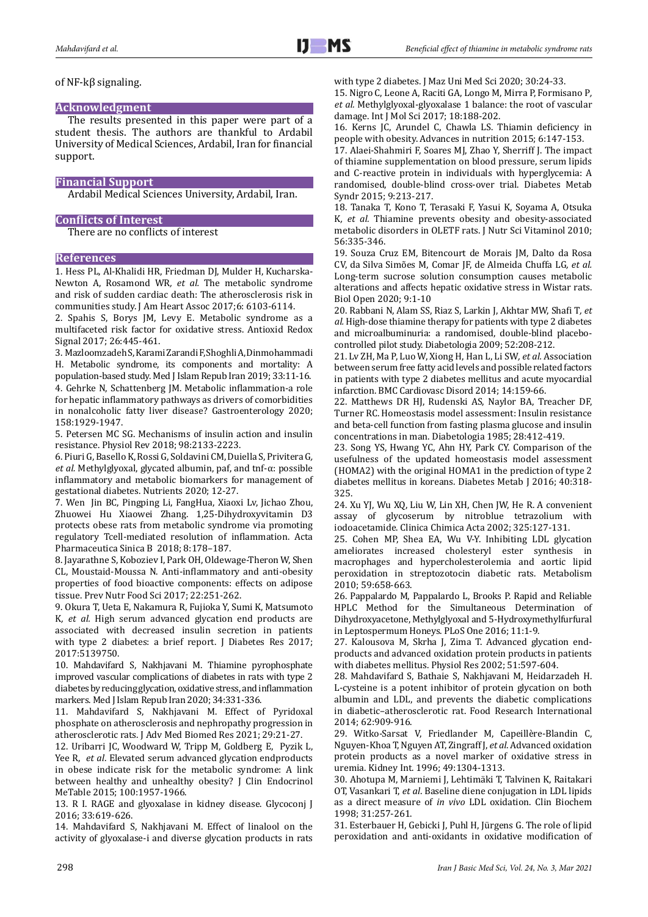of NF-kβ signaling.

## Acknowledgment

The results presented in this paper were part of a student thesis. The authors are thankful to Ardabil University of Medical Sciences, Ardabil, Iran for financial support.

## Financial Support

Ardabil Medical Sciences University, Ardabil, Iran.

## Conflicts of Interest

There are no conflicts of interest

## References

1. Hess PL, Al-Khalidi HR, Friedman DJ, Mulder H, Kucharska-Newton A, Rosamond WR, *et al.* The metabolic syndrome and risk of sudden cardiac death: The atherosclerosis risk in communities study. J Am Heart Assoc 2017;6: 6103-6114.
2. Spahis S, Borys JM, Levy E. Metabolic syndrome as a multifaceted risk factor for oxidative stress. Antioxid Redox Signal 2017; 26:445-461.
3. Mazloomzadeh S, Karami Zarandi F, Shoghli A, Dinmohammadi H. Metabolic syndrome, its components and mortality: A population-based study. Med J Islam Repub Iran 2019; 33:11-16.
4. Gehrke N, Schattenberg JM. Metabolic inflammation-a role for hepatic inflammatory pathways as drivers of comorbidities in nonalcoholic fatty liver disease? Gastroenterology 2020; 158:1929-1947.
5. Petersen MC SG. Mechanisms of insulin action and insulin resistance. Physiol Rev 2018; 98:2133-2223.
6. Piuri G, Basello K, Rossi G, Soldavini CM, Duiella S, Privitera G, *et al.* Methylglyoxal, glycated albumin, paf, and tnf-α: possible inflammatory and metabolic biomarkers for management of gestational diabetes. Nutrients 2020; 12-27.
7. Wen Jin BC, Pingping Li, FangHua, Xiaoxi Lv, Jichao Zhou, Zhuowei Hu Xiaowei Zhang. 1,25-Dihydroxyvitamin D3 protects obese rats from metabolic syndrome via promoting regulatory Tcell-mediated resolution of inflammation. Acta Pharmaceutica Sinica B 2018; 8:178–187.
8. Jayarathne S, Koboziev I, Park OH, Oldewage-Theron W, Shen CL, Moustaid-Moussa N. Anti-inflammatory and anti-obesity properties of food bioactive components: effects on adipose tissue. Prev Nutr Food Sci 2017; 22:251-262.
9. Okura T, Ueta E, Nakamura R, Fujioka Y, Sumi K, Matsumoto K, *et al.* High serum advanced glycation end products are associated with decreased insulin secretion in patients with type 2 diabetes: a brief report. J Diabetes Res 2017; 2017:5139750.
10. Mahdavifard S, Nakhjavani M. Thiamine pyrophosphate improved vascular complications of diabetes in rats with type 2 diabetes by reducing glycation, oxidative stress, and inflammation markers. Med J Islam Repub Iran 2020; 34:331-336.
11. Mahdavifard S, Nakhjavani M. Effect of Pyridoxal phosphate on atherosclerosis and nephropathy progression in atherosclerotic rats. J Adv Med Biomed Res 2021; 29:21-27.
12. Uribarri JC, Woodward W, Tripp M, Goldberg E, Pyzik L, Yee R, *et al*. Elevated serum advanced glycation endproducts in obese indicate risk for the metabolic syndrome: A link between healthy and unhealthy obesity? J Clin Endocrinol MeTable 2015; 100:1957-1966.
13. R I. RAGE and glyoxalase in kidney disease. Glycoconj J 2016; 33:619-626.
14. Mahdavifard S, Nakhjavani M. Effect of linalool on the activity of glyoxalase-i and diverse glycation products in rats with type 2 diabetes. J Maz Uni Med Sci 2020; 30:24-33.
15. Nigro C, Leone A, Raciti GA, Longo M, Mirra P, Formisano P, *et al.* Methylglyoxal-glyoxalase 1 balance: the root of vascular damage. Int J Mol Sci 2017; 18:188-202.
16. Kerns JC, Arundel C, Chawla LS. Thiamin deficiency in people with obesity. Advances in nutrition 2015; 6:147-153.
17. Alaei-Shahmiri F, Soares MJ, Zhao Y, Sherriff J. The impact of thiamine supplementation on blood pressure, serum lipids and C-reactive protein in individuals with hyperglycemia: A randomised, double-blind cross-over trial. Diabetes Metab Syndr 2015; 9:213-217.
18. Tanaka T, Kono T, Terasaki F, Yasui K, Soyama A, Otsuka K, *et al.* Thiamine prevents obesity and obesity-associated metabolic disorders in OLETF rats. J Nutr Sci Vitaminol 2010; 56:335-346.
19. Souza Cruz EM, Bitencourt de Morais JM, Dalto da Rosa CV, da Silva Simões M, Comar JF, de Almeida Chuffa LG, *et al.* Long-term sucrose solution consumption causes metabolic alterations and affects hepatic oxidative stress in Wistar rats. Biol Open 2020; 9:1-10
20. Rabbani N, Alam SS, Riaz S, Larkin J, Akhtar MW, Shafi T, *et al.* High-dose thiamine therapy for patients with type 2 diabetes and microalbuminuria: a randomised, double-blind placebo-controlled pilot study. Diabetologia 2009; 52:208-212.
21. Lv ZH, Ma P, Luo W, Xiong H, Han L, Li SW, *et al.* Association between serum free fatty acid levels and possible related factors in patients with type 2 diabetes mellitus and acute myocardial infarction. BMC Cardiovasc Disord 2014; 14:159-66.
22. Matthews DR HJ, Rudenski AS, Naylor BA, Treacher DF, Turner RC. Homeostasis model assessment: Insulin resistance and beta-cell function from fasting plasma glucose and insulin concentrations in man. Diabetologia 1985; 28:412-419.
23. Song YS, Hwang YC, Ahn HY, Park CY. Comparison of the usefulness of the updated homeostasis model assessment (HOMA2) with the original HOMA1 in the prediction of type 2 diabetes mellitus in koreans. Diabetes Metab J 2016; 40:318-325.
24. Xu YJ, Wu XQ, Liu W, Lin XH, Chen JW, He R. A convenient assay of glycoserum by nitroblue tetrazolium with iodoacetamide. Clinica Chimica Acta 2002; 325:127-131.
25. Cohen MP, Shea EA, Wu V-Y. Inhibiting LDL glycation ameliorates increased cholesteryl ester synthesis in macrophages and hypercholesterolemia and aortic lipid peroxidation in streptozotocin diabetic rats. Metabolism 2010; 59:658-663.
26. Pappalardo M, Pappalardo L, Brooks P. Rapid and Reliable HPLC Method for the Simultaneous Determination of Dihydroxyacetone, Methylglyoxal and 5-Hydroxymethylfurfural in Leptospermum Honeys. PLoS One 2016; 11:1-9.
27. Kalousova M, Skrha J, Zima T. Advanced glycation end-products and advanced oxidation protein products in patients with diabetes mellitus. Physiol Res 2002; 51:597-604.
28. Mahdavifard S, Bathaie S, Nakhjavani M, Heidarzadeh H. L-cysteine is a potent inhibitor of protein glycation on both albumin and LDL, and prevents the diabetic complications in diabetic–atherosclerotic rat. Food Research International 2014; 62:909-916.
29. Witko-Sarsat V, Friedlander M, Capeillère-Blandin C, Nguyen-Khoa T, Nguyen AT, Zingraff J, *et al.* Advanced oxidation protein products as a novel marker of oxidative stress in uremia. Kidney Int. 1996; 49:1304-1313.
30. Ahotupa M, Marniemi J, Lehtimäki T, Talvinen K, Raitakari OT, Vasankari T, *et al*. Baseline diene conjugation in LDL lipids as a direct measure of *in vivo* LDL oxidation. Clin Biochem 1998; 31:257-261.
31. Esterbauer H, Gebicki J, Puhl H, Jürgens G. The role of lipid peroxidation and anti-oxidants in oxidative modification of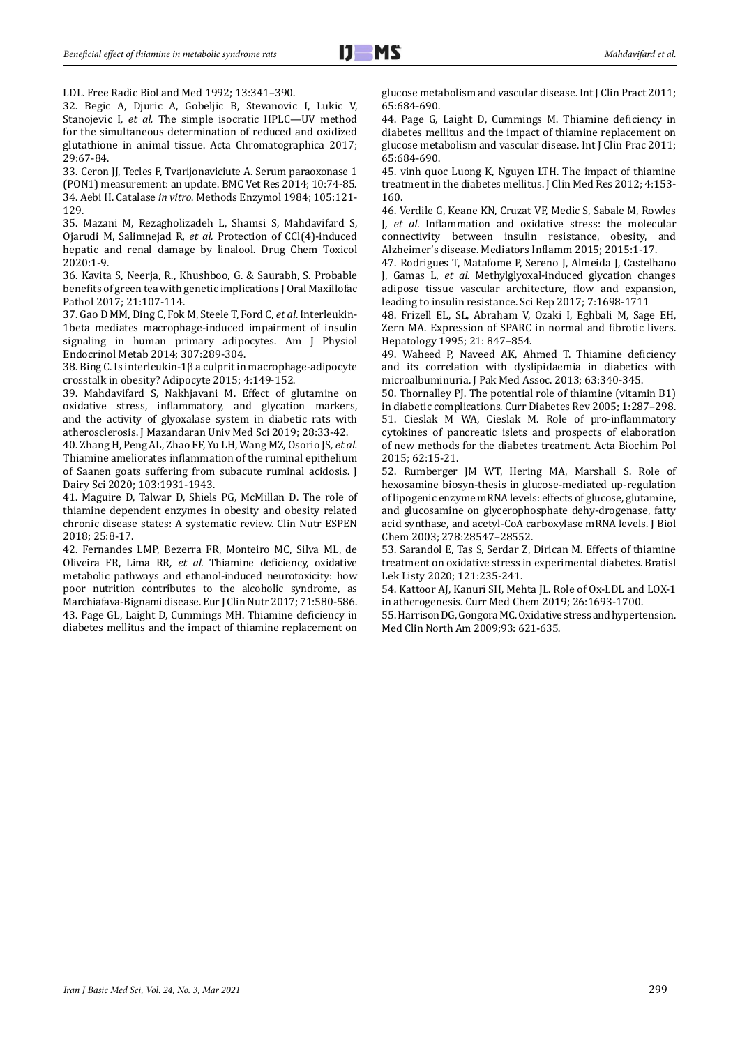LDL. Free Radic Biol and Med 1992; 13:341–390.

32. Begic A, Djuric A, Gobeljic B, Stevanovic I, Lukic V, Stanojevic I, *et al.* The simple isocratic HPLC—UV method for the simultaneous determination of reduced and oxidized glutathione in animal tissue. Acta Chromatographica 2017; 29:67-84.

33. Ceron JJ, Tecles F, Tvarijonaviciute A. Serum paraoxonase 1 (PON1) measurement: an update. BMC Vet Res 2014; 10:74-85.

34. Aebi H. Catalase *in vitro*. Methods Enzymol 1984; 105:121-129.

35. Mazani M, Rezagholizadeh L, Shamsi S, Mahdavifard S, Ojarudi M, Salimnejad R, *et al.* Protection of CCl(4)-induced hepatic and renal damage by linalool. Drug Chem Toxicol 2020:1-9.

36. Kavita S, Neerja, R., Khushboo, G. & Saurabh, S. Probable benefits of green tea with genetic implications J Oral Maxillofac Pathol 2017; 21:107-114.

37. Gao D MM, Ding C, Fok M, Steele T, Ford C, *et al*. Interleukin-1beta mediates macrophage-induced impairment of insulin signaling in human primary adipocytes. Am J Physiol Endocrinol Metab 2014; 307:289-304.

38. Bing C. Is interleukin-1β a culprit in macrophage-adipocyte crosstalk in obesity? Adipocyte 2015; 4:149-152.

39. Mahdavifard S, Nakhjavani M. Effect of glutamine on oxidative stress, inflammatory, and glycation markers, and the activity of glyoxalase system in diabetic rats with atherosclerosis. J Mazandaran Univ Med Sci 2019; 28:33-42.

40. Zhang H, Peng AL, Zhao FF, Yu LH, Wang MZ, Osorio JS, *et al.* Thiamine ameliorates inflammation of the ruminal epithelium of Saanen goats suffering from subacute ruminal acidosis. J Dairy Sci 2020; 103:1931-1943.

41. Maguire D, Talwar D, Shiels PG, McMillan D. The role of thiamine dependent enzymes in obesity and obesity related chronic disease states: A systematic review. Clin Nutr ESPEN 2018; 25:8-17.

42. Fernandes LMP, Bezerra FR, Monteiro MC, Silva ML, de Oliveira FR, Lima RR, *et al.* Thiamine deficiency, oxidative metabolic pathways and ethanol-induced neurotoxicity: how poor nutrition contributes to the alcoholic syndrome, as Marchiafava-Bignami disease. Eur J Clin Nutr 2017; 71:580-586.

43. Page GL, Laight D, Cummings MH. Thiamine deficiency in diabetes mellitus and the impact of thiamine replacement on glucose metabolism and vascular disease. Int J Clin Pract 2011; 65:684-690.

44. Page G, Laight D, Cummings M. Thiamine deficiency in diabetes mellitus and the impact of thiamine replacement on glucose metabolism and vascular disease. Int J Clin Prac 2011; 65:684-690.

45. vinh quoc Luong K, Nguyen LTH. The impact of thiamine treatment in the diabetes mellitus. J Clin Med Res 2012; 4:153-160.

46. Verdile G, Keane KN, Cruzat VF, Medic S, Sabale M, Rowles J, *et al.* Inflammation and oxidative stress: the molecular connectivity between insulin resistance, obesity, and Alzheimer's disease. Mediators Inflamm 2015; 2015:1-17.

47. Rodrigues T, Matafome P, Sereno J, Almeida J, Castelhano J, Gamas L, *et al.* Methylglyoxal-induced glycation changes adipose tissue vascular architecture, flow and expansion, leading to insulin resistance. Sci Rep 2017; 7:1698-1711

48. Frizell EL, SL, Abraham V, Ozaki I, Eghbali M, Sage EH, Zern MA. Expression of SPARC in normal and fibrotic livers. Hepatology 1995; 21: 847–854.

49. Waheed P, Naveed AK, Ahmed T. Thiamine deficiency and its correlation with dyslipidaemia in diabetics with microalbuminuria. J Pak Med Assoc. 2013; 63:340-345.

50. Thornalley PJ. The potential role of thiamine (vitamin B1) in diabetic complications. Curr Diabetes Rev 2005; 1:287–298.

51. Cieslak M WA, Cieslak M. Role of pro-inflammatory cytokines of pancreatic islets and prospects of elaboration of new methods for the diabetes treatment. Acta Biochim Pol 2015; 62:15-21.

52. Rumberger JM WT, Hering MA, Marshall S. Role of hexosamine biosyn-thesis in glucose-mediated up-regulation of lipogenic enzyme mRNA levels: effects of glucose, glutamine, and glucosamine on glycerophosphate dehy-drogenase, fatty acid synthase, and acetyl-CoA carboxylase mRNA levels. J Biol Chem 2003; 278:28547–28552.

53. Sarandol E, Tas S, Serdar Z, Dirican M. Effects of thiamine treatment on oxidative stress in experimental diabetes. Bratisl Lek Listy 2020; 121:235-241.

54. Kattoor AJ, Kanuri SH, Mehta JL. Role of Ox-LDL and LOX-1 in atherogenesis. Curr Med Chem 2019; 26:1693-1700.

55. Harrison DG, Gongora MC. Oxidative stress and hypertension. Med Clin North Am 2009;93: 621-635.